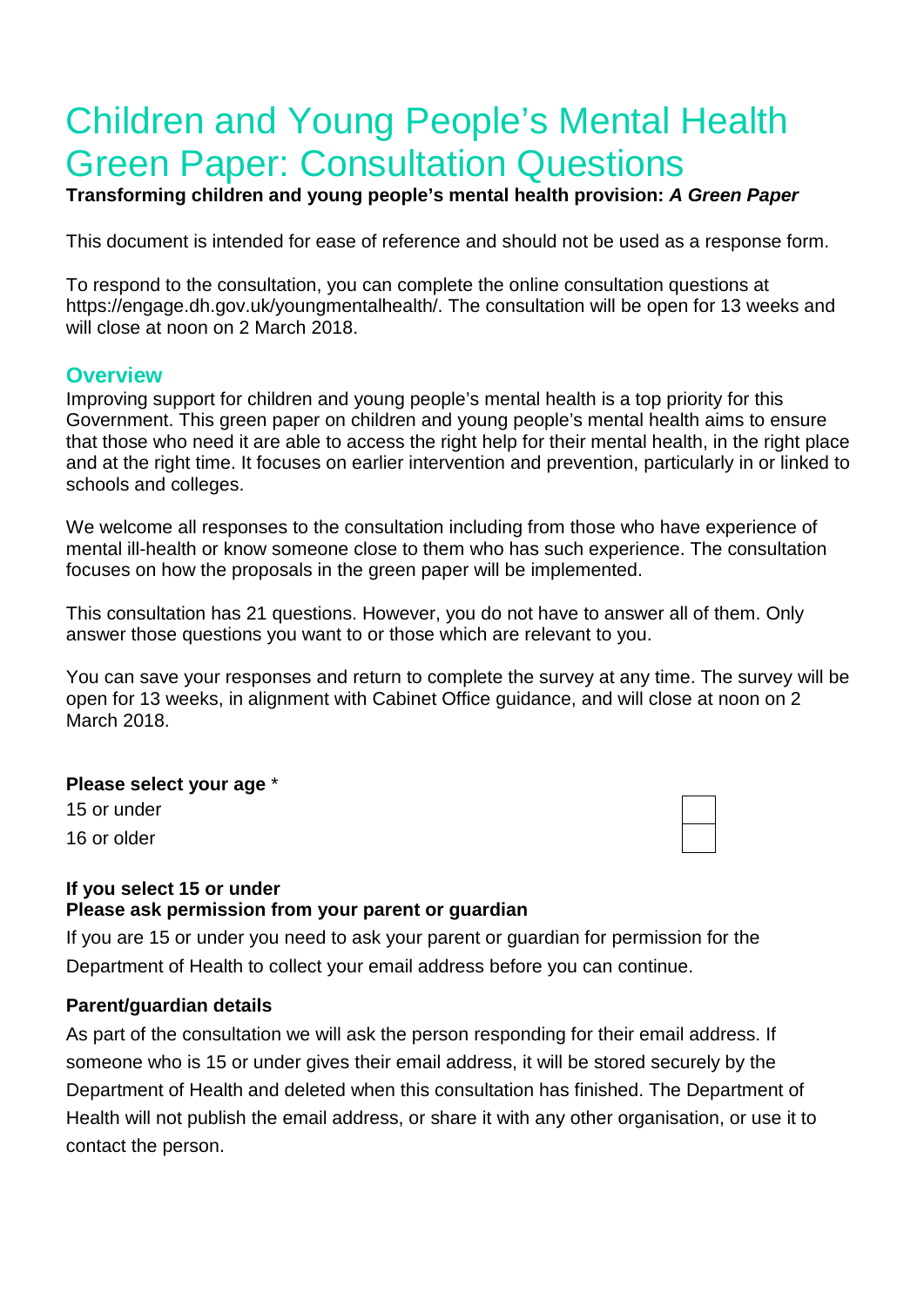# Children and Young People's Mental Health Green Paper: Consultation Questions

**Transforming children and young people's mental health provision: *A Green Paper***

This document is intended for ease of reference and should not be used as a response form.

To respond to the consultation, you can complete the online consultation questions at https://engage.dh.gov.uk/youngmentalhealth/. The consultation will be open for 13 weeks and will close at noon on 2 March 2018.

## Overview

Improving support for children and young people's mental health is a top priority for this Government. This green paper on children and young people's mental health aims to ensure that those who need it are able to access the right help for their mental health, in the right place and at the right time. It focuses on earlier intervention and prevention, particularly in or linked to schools and colleges.

We welcome all responses to the consultation including from those who have experience of mental ill-health or know someone close to them who has such experience. The consultation focuses on how the proposals in the green paper will be implemented.

This consultation has 21 questions. However, you do not have to answer all of them. Only answer those questions you want to or those which are relevant to you.

You can save your responses and return to complete the survey at any time. The survey will be open for 13 weeks, in alignment with Cabinet Office guidance, and will close at noon on 2 March 2018.

**Please select your age** *

| | |
|---|---|
| 15 or under | ☐ |
| 16 or older | ☐ |

**If you select 15 or under**
**Please ask permission from your parent or guardian**

If you are 15 or under you need to ask your parent or guardian for permission for the Department of Health to collect your email address before you can continue.

**Parent/guardian details**

As part of the consultation we will ask the person responding for their email address. If someone who is 15 or under gives their email address, it will be stored securely by the Department of Health and deleted when this consultation has finished. The Department of Health will not publish the email address, or share it with any other organisation, or use it to contact the person.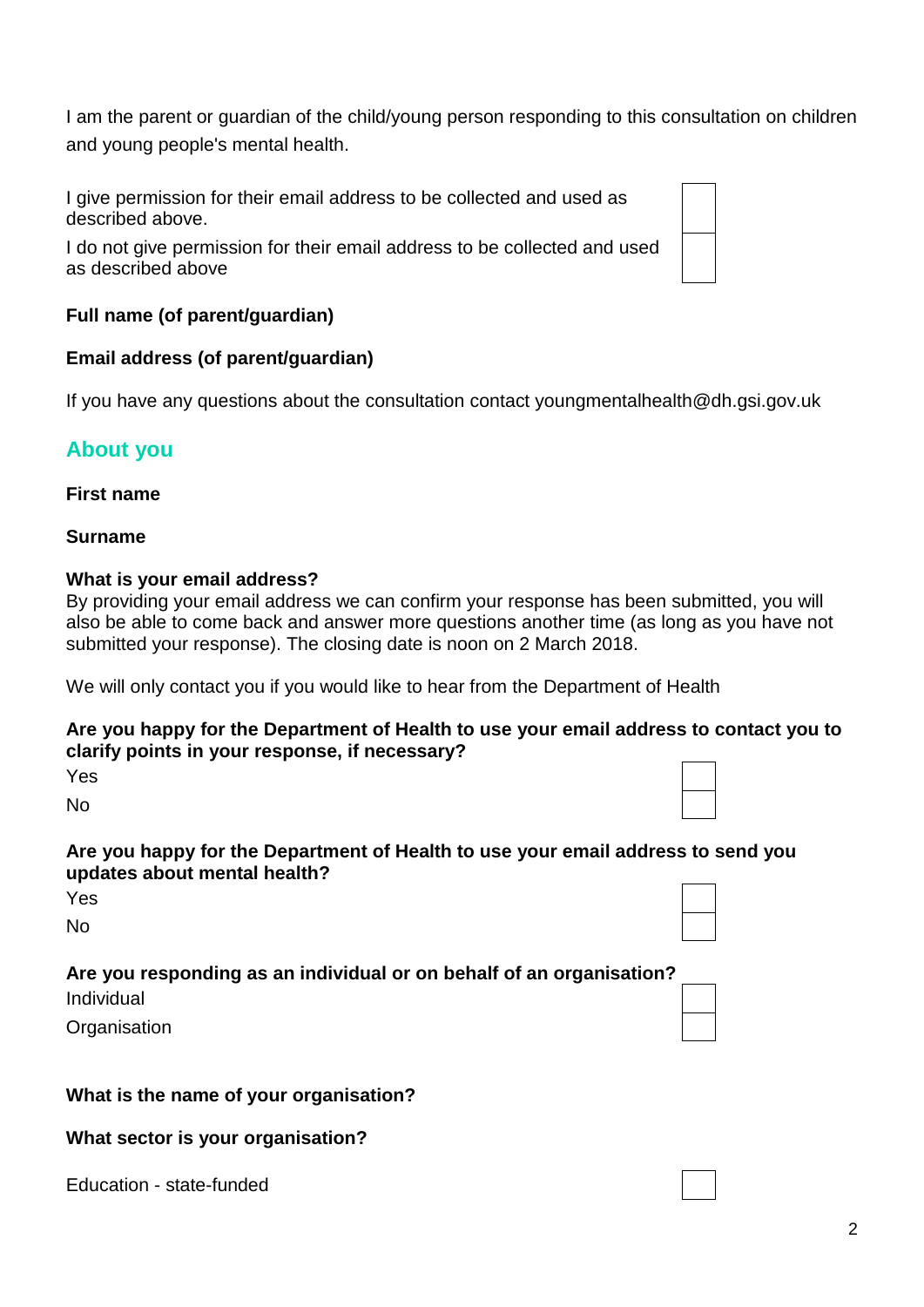I am the parent or guardian of the child/young person responding to this consultation on children and young people's mental health.

| | |
|---|---|
| I give permission for their email address to be collected and used as described above. | |
| I do not give permission for their email address to be collected and used as described above | |

**Full name (of parent/guardian)**

**Email address (of parent/guardian)**

If you have any questions about the consultation contact youngmentalhealth@dh.gsi.gov.uk

## About you

**First name**

**Surname**

**What is your email address?**
By providing your email address we can confirm your response has been submitted, you will also be able to come back and answer more questions another time (as long as you have not submitted your response). The closing date is noon on 2 March 2018.

We will only contact you if you would like to hear from the Department of Health

**Are you happy for the Department of Health to use your email address to contact you to clarify points in your response, if necessary?**

| | |
|---|---|
| Yes | |
| No | |

**Are you happy for the Department of Health to use your email address to send you updates about mental health?**

| | |
|---|---|
| Yes | |
| No | |

**Are you responding as an individual or on behalf of an organisation?**

| | |
|---|---|
| Individual | |
| Organisation | |

**What is the name of your organisation?**

**What sector is your organisation?**

| | |
|---|---|
| Education - state-funded | |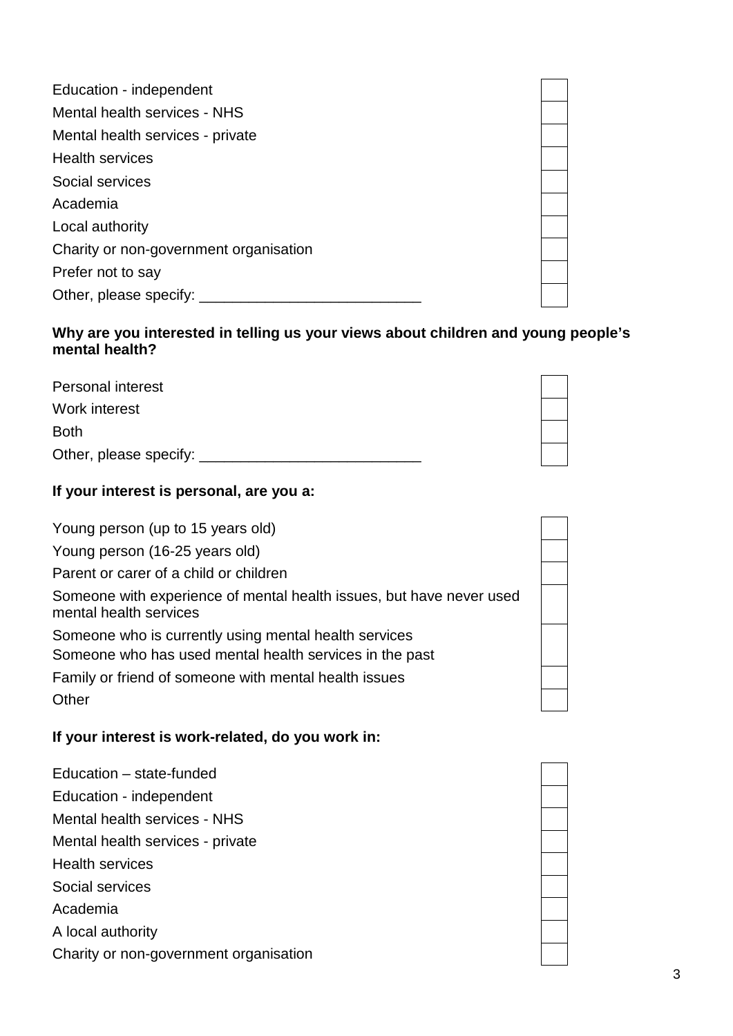| | |
|---|---|
| Education - independent | ☐ |
| Mental health services - NHS | ☐ |
| Mental health services - private | ☐ |
| Health services | ☐ |
| Social services | ☐ |
| Academia | ☐ |
| Local authority | ☐ |
| Charity or non-government organisation | ☐ |
| Prefer not to say | ☐ |
| Other, please specify: ___________________________ | ☐ |

**Why are you interested in telling us your views about children and young people's mental health?**

| | |
|---|---|
| Personal interest | ☐ |
| Work interest | ☐ |
| Both | ☐ |
| Other, please specify: ___________________________ | ☐ |

**If your interest is personal, are you a:**

| | |
|---|---|
| Young person (up to 15 years old) | ☐ |
| Young person (16-25 years old) | ☐ |
| Parent or carer of a child or children | ☐ |
| Someone with experience of mental health issues, but have never used mental health services | ☐ |
| Someone who is currently using mental health services<br>Someone who has used mental health services in the past | ☐ |
| Family or friend of someone with mental health issues | ☐ |
| Other | ☐ |

**If your interest is work-related, do you work in:**

| | |
|---|---|
| Education – state-funded | ☐ |
| Education - independent | ☐ |
| Mental health services - NHS | ☐ |
| Mental health services - private | ☐ |
| Health services | ☐ |
| Social services | ☐ |
| Academia | ☐ |
| A local authority | ☐ |
| Charity or non-government organisation | ☐ |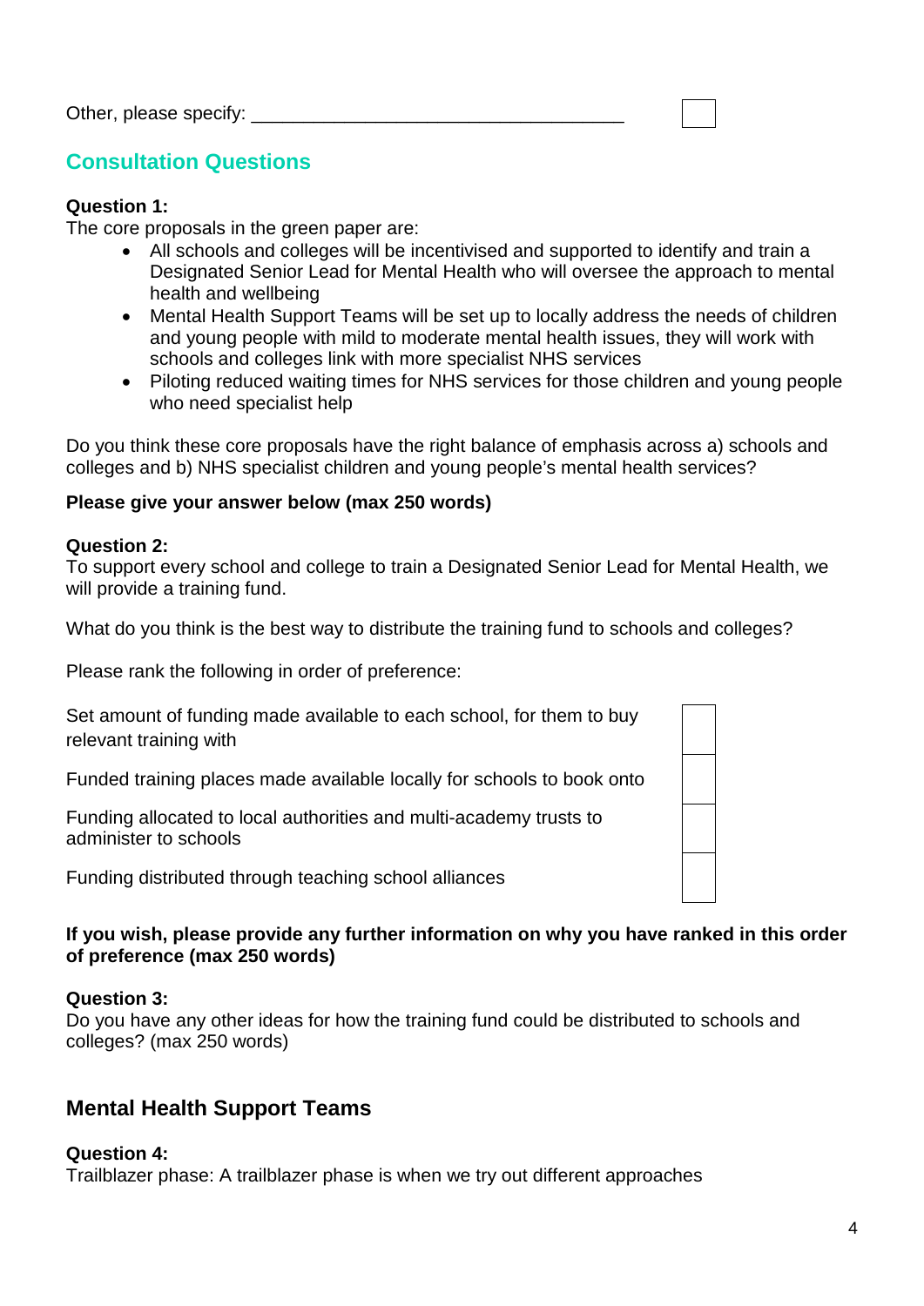Other, please specify: ___________________________________ ☐

## Consultation Questions

**Question 1:**
The core proposals in the green paper are:

- All schools and colleges will be incentivised and supported to identify and train a Designated Senior Lead for Mental Health who will oversee the approach to mental health and wellbeing
- Mental Health Support Teams will be set up to locally address the needs of children and young people with mild to moderate mental health issues, they will work with schools and colleges link with more specialist NHS services
- Piloting reduced waiting times for NHS services for those children and young people who need specialist help

Do you think these core proposals have the right balance of emphasis across a) schools and colleges and b) NHS specialist children and young people's mental health services?

**Please give your answer below (max 250 words)**

**Question 2:**
To support every school and college to train a Designated Senior Lead for Mental Health, we will provide a training fund.

What do you think is the best way to distribute the training fund to schools and colleges?

Please rank the following in order of preference:

| Option | Rank |
|---|---|
| Set amount of funding made available to each school, for them to buy relevant training with | |
| Funded training places made available locally for schools to book onto | |
| Funding allocated to local authorities and multi-academy trusts to administer to schools | |
| Funding distributed through teaching school alliances | |

**If you wish, please provide any further information on why you have ranked in this order of preference (max 250 words)**

**Question 3:**
Do you have any other ideas for how the training fund could be distributed to schools and colleges? (max 250 words)

## Mental Health Support Teams

**Question 4:**
Trailblazer phase: A trailblazer phase is when we try out different approaches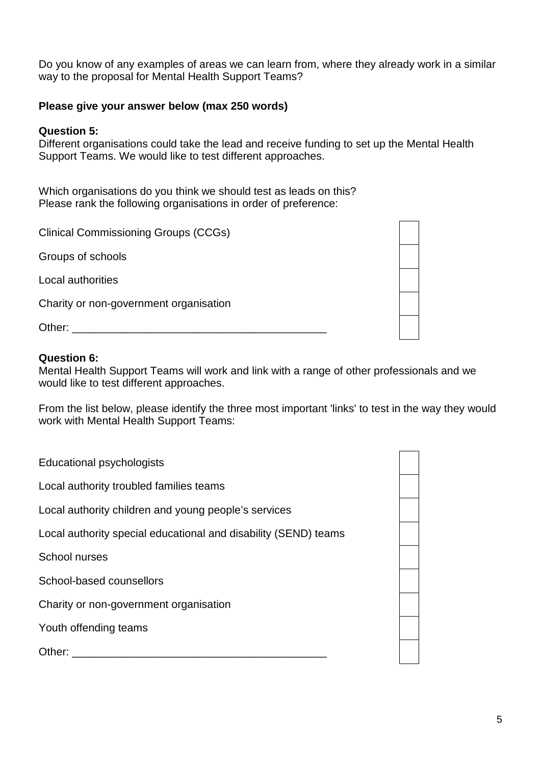Do you know of any examples of areas we can learn from, where they already work in a similar way to the proposal for Mental Health Support Teams?

**Please give your answer below (max 250 words)**

**Question 5:**
Different organisations could take the lead and receive funding to set up the Mental Health Support Teams. We would like to test different approaches.

Which organisations do you think we should test as leads on this?
Please rank the following organisations in order of preference:

| Organisation | Rank |
|---|---|
| Clinical Commissioning Groups (CCGs) | |
| Groups of schools | |
| Local authorities | |
| Charity or non-government organisation | |
| Other: ___________________________________________ | |

**Question 6:**
Mental Health Support Teams will work and link with a range of other professionals and we would like to test different approaches.

From the list below, please identify the three most important 'links' to test in the way they would work with Mental Health Support Teams:

| Link | Selection |
|---|---|
| Educational psychologists | |
| Local authority troubled families teams | |
| Local authority children and young people's services | |
| Local authority special educational and disability (SEND) teams | |
| School nurses | |
| School-based counsellors | |
| Charity or non-government organisation | |
| Youth offending teams | |
| Other: ___________________________________________ | |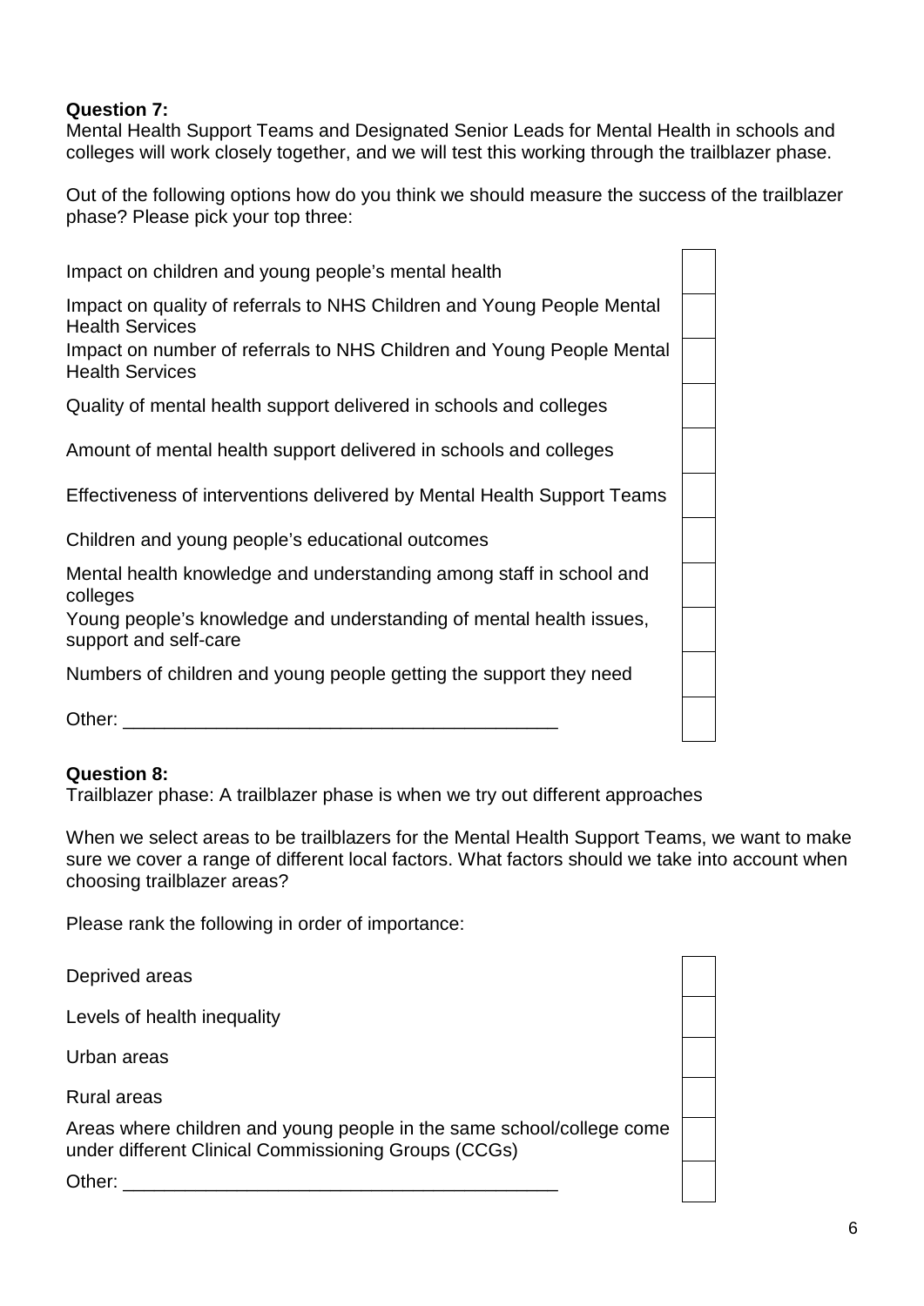**Question 7:**
Mental Health Support Teams and Designated Senior Leads for Mental Health in schools and colleges will work closely together, and we will test this working through the trailblazer phase.

Out of the following options how do you think we should measure the success of the trailblazer phase? Please pick your top three:

| Option | |
|---|---|
| Impact on children and young people's mental health | |
| Impact on quality of referrals to NHS Children and Young People Mental Health Services | |
| Impact on number of referrals to NHS Children and Young People Mental Health Services | |
| Quality of mental health support delivered in schools and colleges | |
| Amount of mental health support delivered in schools and colleges | |
| Effectiveness of interventions delivered by Mental Health Support Teams | |
| Children and young people's educational outcomes | |
| Mental health knowledge and understanding among staff in school and colleges | |
| Young people's knowledge and understanding of mental health issues, support and self-care | |
| Numbers of children and young people getting the support they need | |
| Other: ___________________________________________ | |

**Question 8:**
Trailblazer phase: A trailblazer phase is when we try out different approaches

When we select areas to be trailblazers for the Mental Health Support Teams, we want to make sure we cover a range of different local factors. What factors should we take into account when choosing trailblazer areas?

Please rank the following in order of importance:

| Factor | |
|---|---|
| Deprived areas | |
| Levels of health inequality | |
| Urban areas | |
| Rural areas | |
| Areas where children and young people in the same school/college come under different Clinical Commissioning Groups (CCGs) | |
| Other: ___________________________________________ | |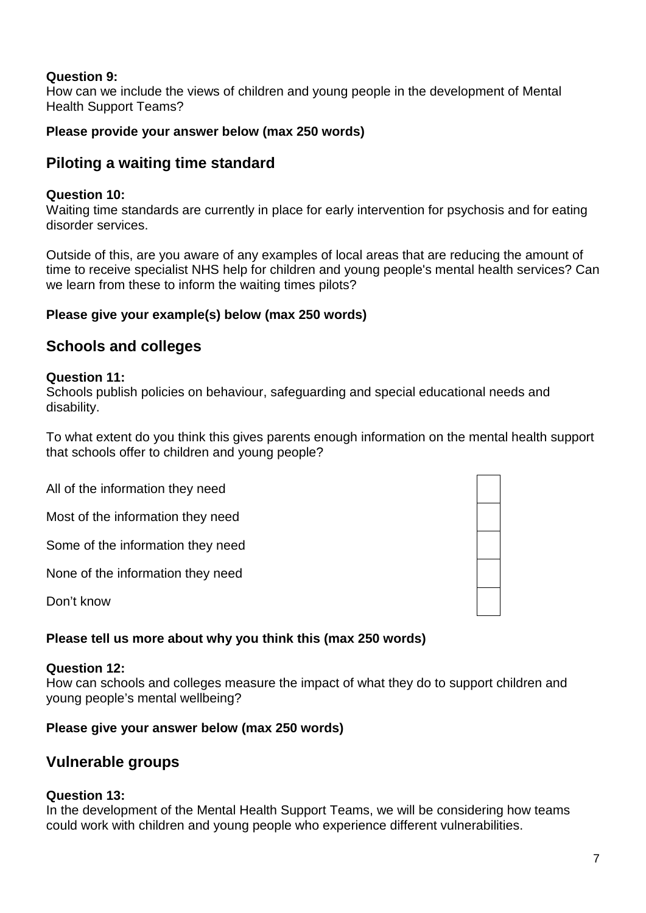**Question 9:**
How can we include the views of children and young people in the development of Mental Health Support Teams?

**Please provide your answer below (max 250 words)**

## Piloting a waiting time standard

**Question 10:**
Waiting time standards are currently in place for early intervention for psychosis and for eating disorder services.

Outside of this, are you aware of any examples of local areas that are reducing the amount of time to receive specialist NHS help for children and young people's mental health services? Can we learn from these to inform the waiting times pilots?

**Please give your example(s) below (max 250 words)**

## Schools and colleges

**Question 11:**
Schools publish policies on behaviour, safeguarding and special educational needs and disability.

To what extent do you think this gives parents enough information on the mental health support that schools offer to children and young people?

| | |
|---|---|
| All of the information they need | |
| Most of the information they need | |
| Some of the information they need | |
| None of the information they need | |
| Don't know | |

**Please tell us more about why you think this (max 250 words)**

**Question 12:**
How can schools and colleges measure the impact of what they do to support children and young people's mental wellbeing?

**Please give your answer below (max 250 words)**

## Vulnerable groups

**Question 13:**
In the development of the Mental Health Support Teams, we will be considering how teams could work with children and young people who experience different vulnerabilities.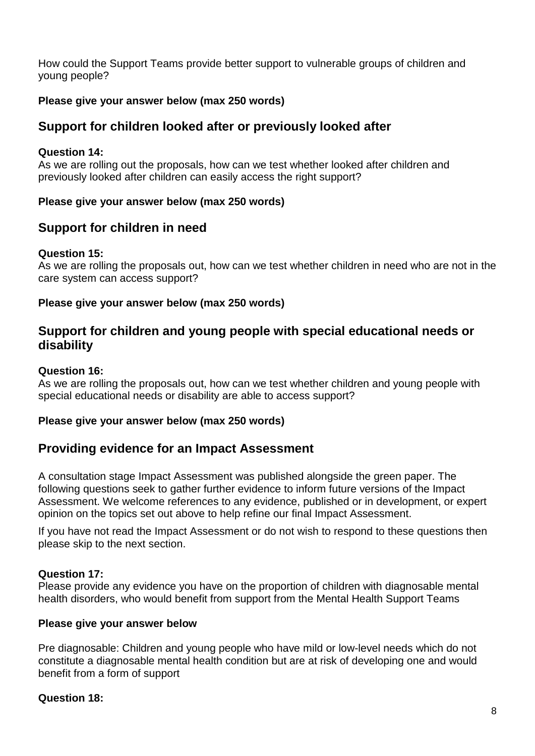How could the Support Teams provide better support to vulnerable groups of children and young people?

**Please give your answer below (max 250 words)**

## Support for children looked after or previously looked after

**Question 14:**
As we are rolling out the proposals, how can we test whether looked after children and previously looked after children can easily access the right support?

**Please give your answer below (max 250 words)**

## Support for children in need

**Question 15:**
As we are rolling the proposals out, how can we test whether children in need who are not in the care system can access support?

**Please give your answer below (max 250 words)**

## Support for children and young people with special educational needs or disability

**Question 16:**
As we are rolling the proposals out, how can we test whether children and young people with special educational needs or disability are able to access support?

**Please give your answer below (max 250 words)**

## Providing evidence for an Impact Assessment

A consultation stage Impact Assessment was published alongside the green paper. The following questions seek to gather further evidence to inform future versions of the Impact Assessment. We welcome references to any evidence, published or in development, or expert opinion on the topics set out above to help refine our final Impact Assessment.

If you have not read the Impact Assessment or do not wish to respond to these questions then please skip to the next section.

**Question 17:**
Please provide any evidence you have on the proportion of children with diagnosable mental health disorders, who would benefit from support from the Mental Health Support Teams

**Please give your answer below**

Pre diagnosable: Children and young people who have mild or low-level needs which do not constitute a diagnosable mental health condition but are at risk of developing one and would benefit from a form of support

**Question 18:**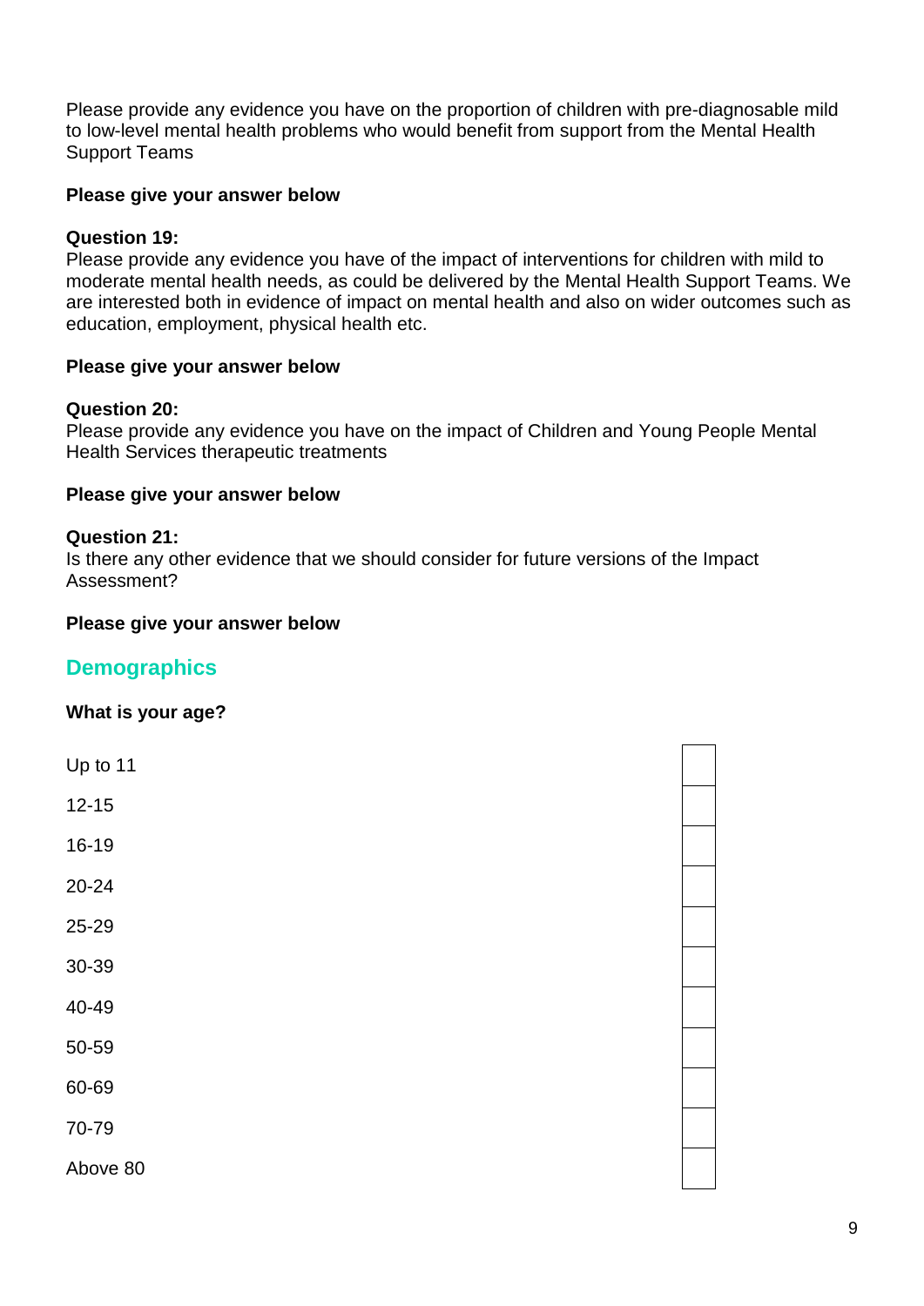Please provide any evidence you have on the proportion of children with pre-diagnosable mild to low-level mental health problems who would benefit from support from the Mental Health Support Teams

**Please give your answer below**

**Question 19:**
Please provide any evidence you have of the impact of interventions for children with mild to moderate mental health needs, as could be delivered by the Mental Health Support Teams. We are interested both in evidence of impact on mental health and also on wider outcomes such as education, employment, physical health etc.

**Please give your answer below**

**Question 20:**
Please provide any evidence you have on the impact of Children and Young People Mental Health Services therapeutic treatments

**Please give your answer below**

**Question 21:**
Is there any other evidence that we should consider for future versions of the Impact Assessment?

**Please give your answer below**

## Demographics

**What is your age?**

| | |
|---|---|
| Up to 11 | |
| 12-15 | |
| 16-19 | |
| 20-24 | |
| 25-29 | |
| 30-39 | |
| 40-49 | |
| 50-59 | |
| 60-69 | |
| 70-79 | |
| Above 80 | |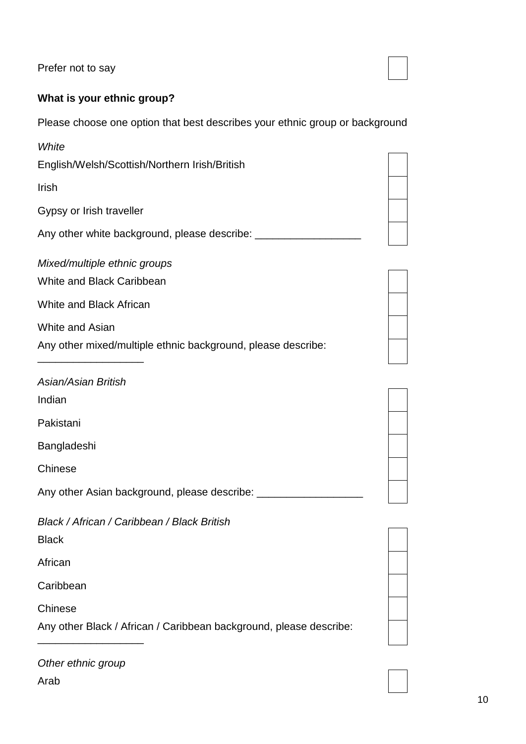Prefer not to say ☐

**What is your ethnic group?**

Please choose one option that best describes your ethnic group or background

*White*

English/Welsh/Scottish/Northern Irish/British ☐

Irish ☐

Gypsy or Irish traveller ☐

Any other white background, please describe: __________________ ☐

*Mixed/multiple ethnic groups*

White and Black Caribbean ☐

White and Black African ☐

White and Asian ☐

Any other mixed/multiple ethnic background, please describe: __________________ ☐

*Asian/Asian British*

Indian ☐

Pakistani ☐

Bangladeshi ☐

Chinese ☐

Any other Asian background, please describe: __________________ ☐

*Black / African / Caribbean / Black British*

Black ☐

African ☐

Caribbean ☐

Chinese ☐

Any other Black / African / Caribbean background, please describe: __________________ ☐

*Other ethnic group*

Arab ☐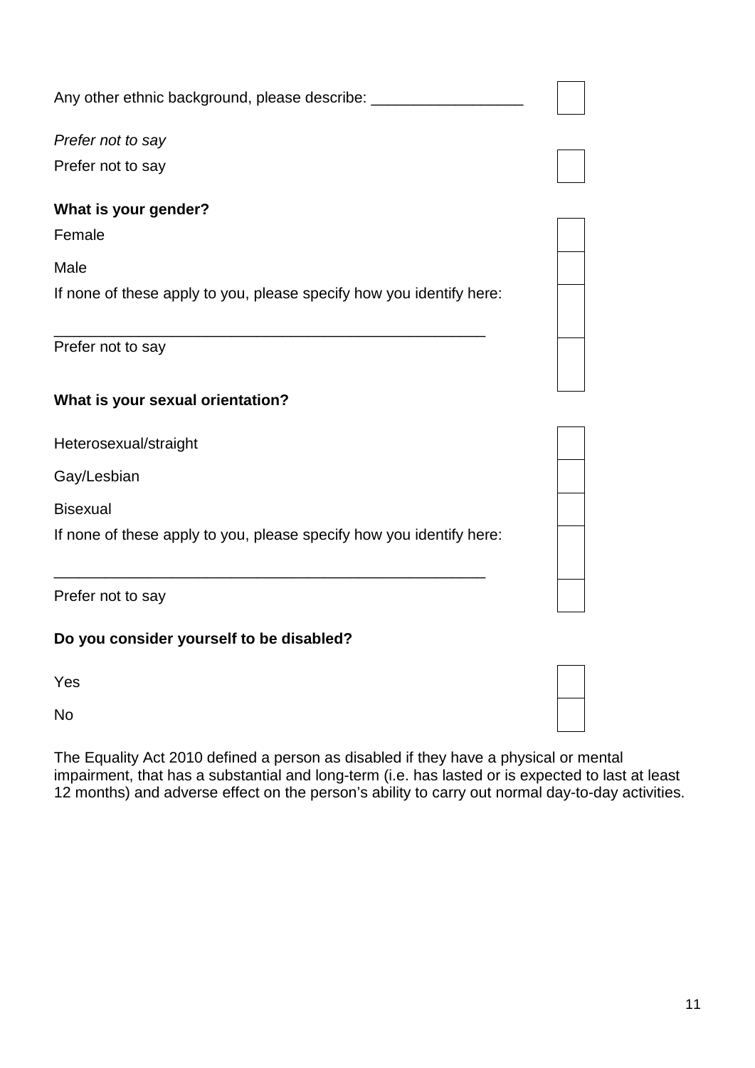Any other ethnic background, please describe: __________________ ☐

*Prefer not to say*

Prefer not to say ☐

**What is your gender?**

Female ☐

Male ☐

If none of these apply to you, please specify how you identify here: ☐

____________________________________________________

Prefer not to say ☐

**What is your sexual orientation?**

Heterosexual/straight ☐

Gay/Lesbian ☐

Bisexual ☐

If none of these apply to you, please specify how you identify here: ☐

____________________________________________________

Prefer not to say ☐

**Do you consider yourself to be disabled?**

Yes ☐

No ☐

The Equality Act 2010 defined a person as disabled if they have a physical or mental impairment, that has a substantial and long-term (i.e. has lasted or is expected to last at least 12 months) and adverse effect on the person's ability to carry out normal day-to-day activities.